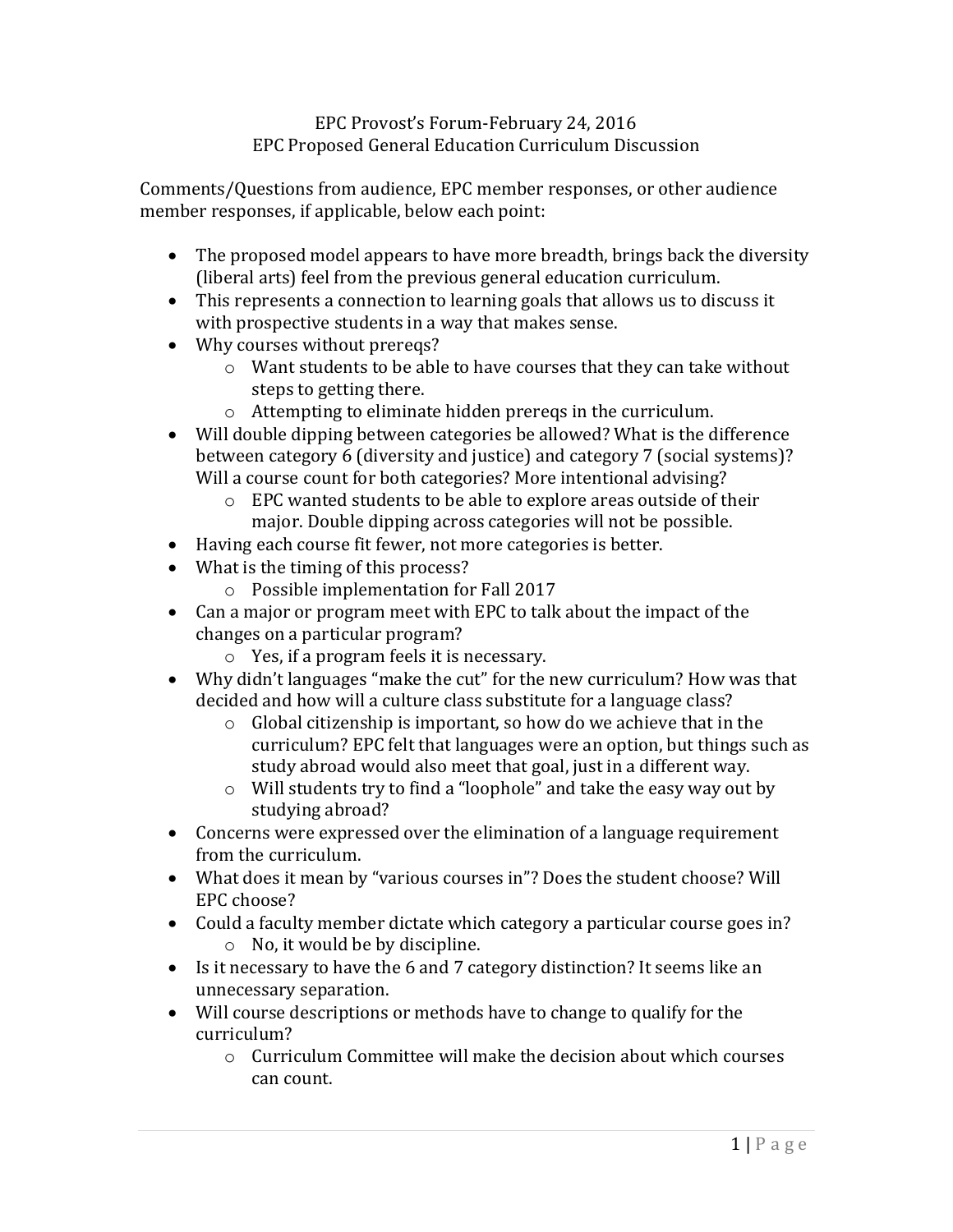# EPC Provost's Forum-February 24, 2016
## EPC Proposed General Education Curriculum Discussion

Comments/Questions from audience, EPC member responses, or other audience member responses, if applicable, below each point:

- The proposed model appears to have more breadth, brings back the diversity (liberal arts) feel from the previous general education curriculum.
- This represents a connection to learning goals that allows us to discuss it with prospective students in a way that makes sense.
- Why courses without prereqs?
  - Want students to be able to have courses that they can take without steps to getting there.
  - Attempting to eliminate hidden prereqs in the curriculum.
- Will double dipping between categories be allowed? What is the difference between category 6 (diversity and justice) and category 7 (social systems)? Will a course count for both categories? More intentional advising?
  - EPC wanted students to be able to explore areas outside of their major. Double dipping across categories will not be possible.
- Having each course fit fewer, not more categories is better.
- What is the timing of this process?
  - Possible implementation for Fall 2017
- Can a major or program meet with EPC to talk about the impact of the changes on a particular program?
  - Yes, if a program feels it is necessary.
- Why didn't languages "make the cut" for the new curriculum? How was that decided and how will a culture class substitute for a language class?
  - Global citizenship is important, so how do we achieve that in the curriculum? EPC felt that languages were an option, but things such as study abroad would also meet that goal, just in a different way.
  - Will students try to find a "loophole" and take the easy way out by studying abroad?
- Concerns were expressed over the elimination of a language requirement from the curriculum.
- What does it mean by "various courses in"? Does the student choose? Will EPC choose?
- Could a faculty member dictate which category a particular course goes in?
  - No, it would be by discipline.
- Is it necessary to have the 6 and 7 category distinction? It seems like an unnecessary separation.
- Will course descriptions or methods have to change to qualify for the curriculum?
  - Curriculum Committee will make the decision about which courses can count.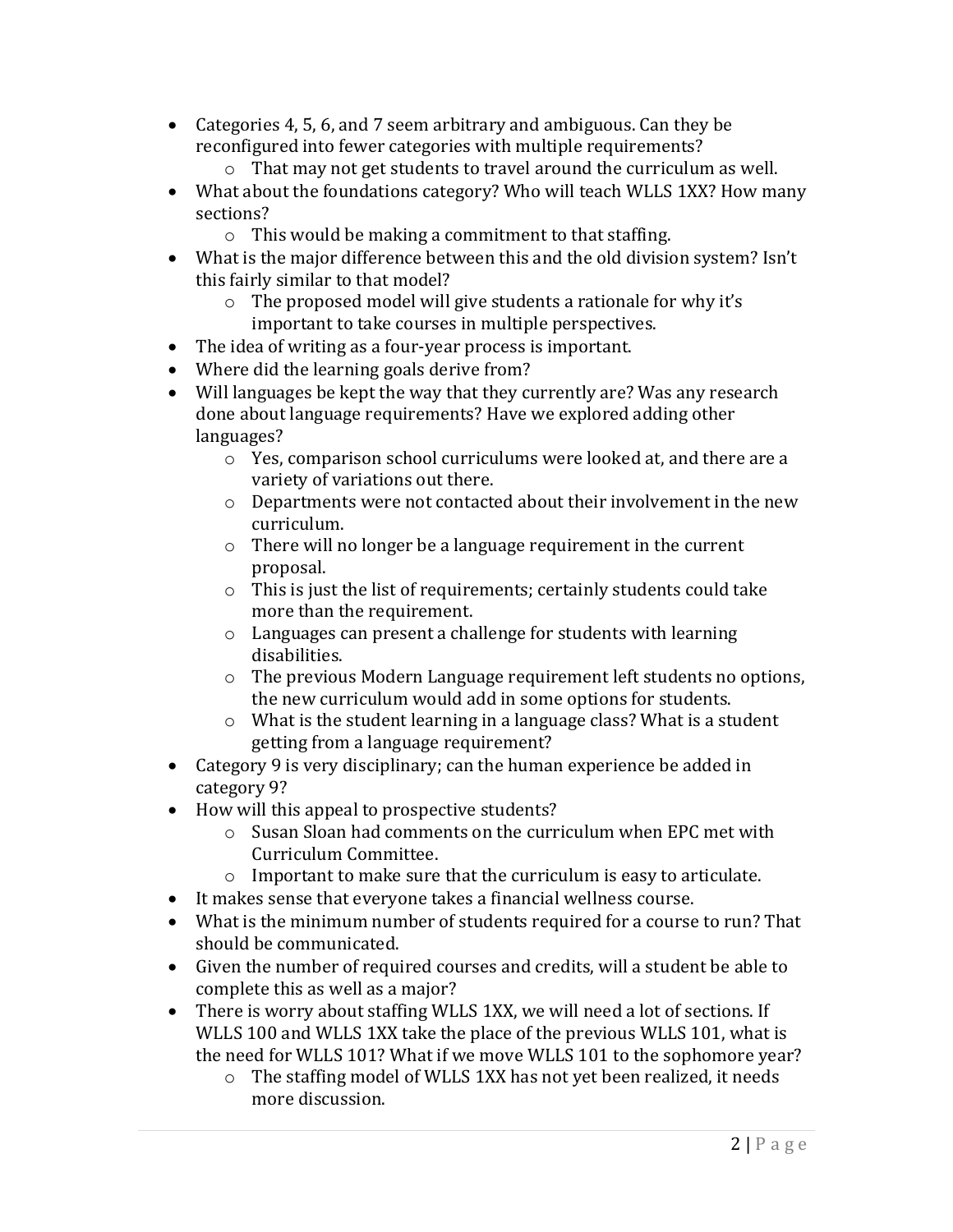- Categories 4, 5, 6, and 7 seem arbitrary and ambiguous. Can they be reconfigured into fewer categories with multiple requirements?
    - That may not get students to travel around the curriculum as well.
- What about the foundations category? Who will teach WLLS 1XX? How many sections?
    - This would be making a commitment to that staffing.
- What is the major difference between this and the old division system? Isn't this fairly similar to that model?
    - The proposed model will give students a rationale for why it's important to take courses in multiple perspectives.
- The idea of writing as a four-year process is important.
- Where did the learning goals derive from?
- Will languages be kept the way that they currently are? Was any research done about language requirements? Have we explored adding other languages?
    - Yes, comparison school curriculums were looked at, and there are a variety of variations out there.
    - Departments were not contacted about their involvement in the new curriculum.
    - There will no longer be a language requirement in the current proposal.
    - This is just the list of requirements; certainly students could take more than the requirement.
    - Languages can present a challenge for students with learning disabilities.
    - The previous Modern Language requirement left students no options, the new curriculum would add in some options for students.
    - What is the student learning in a language class? What is a student getting from a language requirement?
- Category 9 is very disciplinary; can the human experience be added in category 9?
- How will this appeal to prospective students?
    - Susan Sloan had comments on the curriculum when EPC met with Curriculum Committee.
    - Important to make sure that the curriculum is easy to articulate.
- It makes sense that everyone takes a financial wellness course.
- What is the minimum number of students required for a course to run? That should be communicated.
- Given the number of required courses and credits, will a student be able to complete this as well as a major?
- There is worry about staffing WLLS 1XX, we will need a lot of sections. If WLLS 100 and WLLS 1XX take the place of the previous WLLS 101, what is the need for WLLS 101? What if we move WLLS 101 to the sophomore year?
    - The staffing model of WLLS 1XX has not yet been realized, it needs more discussion.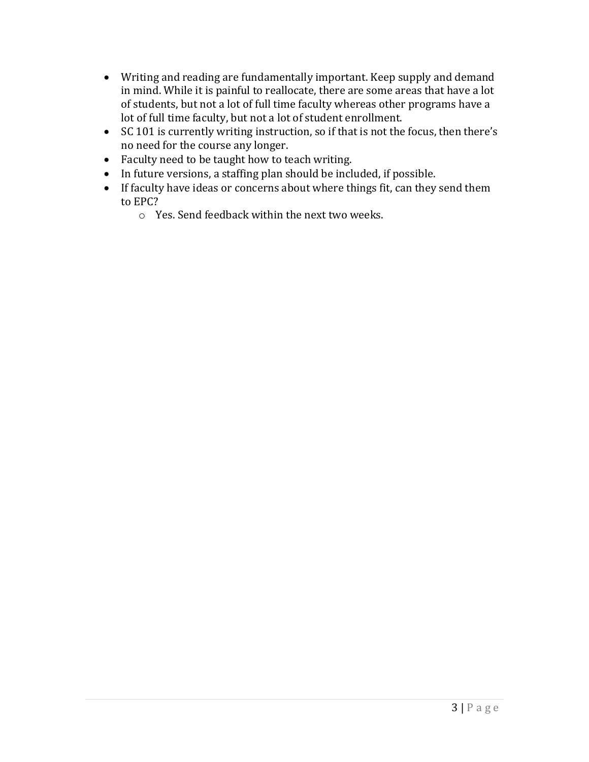- Writing and reading are fundamentally important. Keep supply and demand in mind. While it is painful to reallocate, there are some areas that have a lot of students, but not a lot of full time faculty whereas other programs have a lot of full time faculty, but not a lot of student enrollment.
- SC 101 is currently writing instruction, so if that is not the focus, then there's no need for the course any longer.
- Faculty need to be taught how to teach writing.
- In future versions, a staffing plan should be included, if possible.
- If faculty have ideas or concerns about where things fit, can they send them to EPC?
  - Yes. Send feedback within the next two weeks.